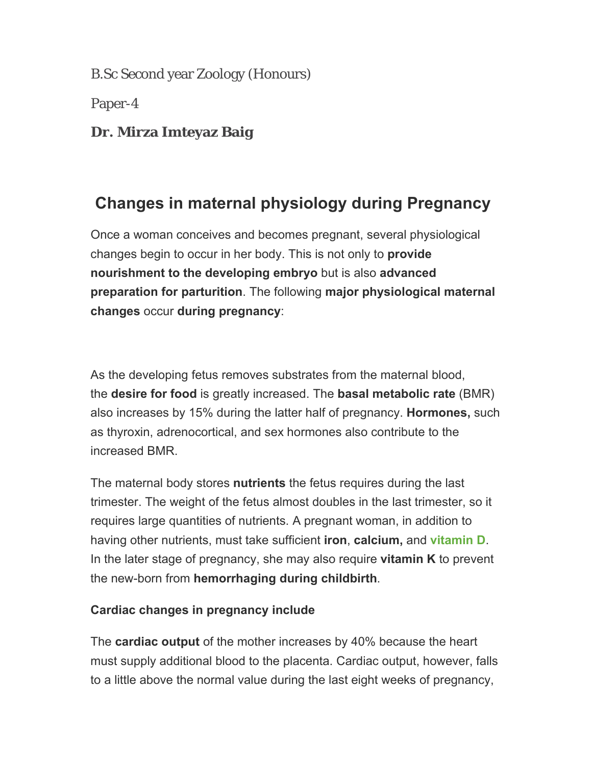B.Sc Second year Zoology (Honours)

Paper-4

**Dr. Mirza Imteyaz Baig**

## Changes in maternal physiology during Pregnancy

Once a woman conceives and becomes pregnant, several physiological changes begin to occur in her body. This is not only to **provide nourishment to the developing embryo** but is also **advanced preparation for parturition**. The following **major physiological maternal changes** occur **during pregnancy**:

As the developing fetus removes substrates from the maternal blood, the **desire for food** is greatly increased. The **basal metabolic rate** (BMR) also increases by 15% during the latter half of pregnancy. **Hormones,** such as thyroxin, adrenocortical, and sex hormones also contribute to the increased BMR.

The maternal body stores **nutrients** the fetus requires during the last trimester. The weight of the fetus almost doubles in the last trimester, so it requires large quantities of nutrients. A pregnant woman, in addition to having other nutrients, must take sufficient **iron**, **calcium,** and **vitamin D**. In the later stage of pregnancy, she may also require **vitamin K** to prevent the new-born from **hemorrhaging during childbirth**.

**Cardiac changes in pregnancy include**

The **cardiac output** of the mother increases by 40% because the heart must supply additional blood to the placenta. Cardiac output, however, falls to a little above the normal value during the last eight weeks of pregnancy,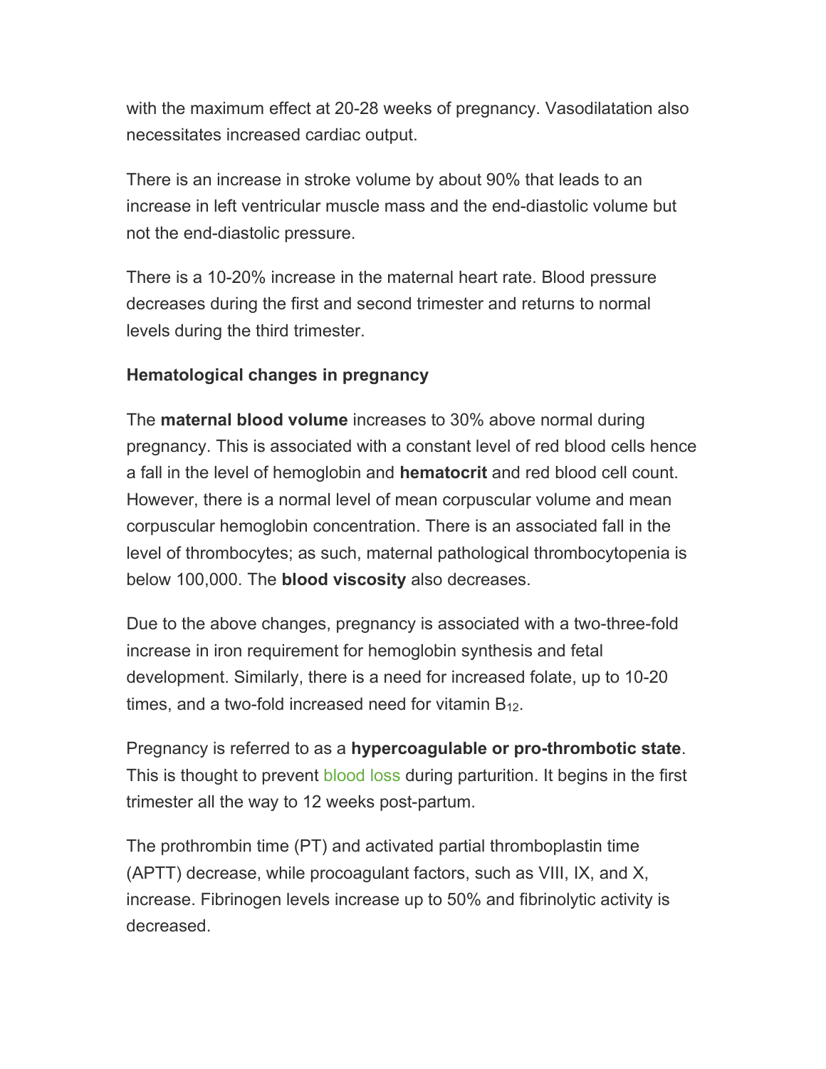with the maximum effect at 20-28 weeks of pregnancy. Vasodilatation also necessitates increased cardiac output.

There is an increase in stroke volume by about 90% that leads to an increase in left ventricular muscle mass and the end-diastolic volume but not the end-diastolic pressure.

There is a 10-20% increase in the maternal heart rate. Blood pressure decreases during the first and second trimester and returns to normal levels during the third trimester.

**Hematological changes in pregnancy**

The **maternal blood volume** increases to 30% above normal during pregnancy. This is associated with a constant level of red blood cells hence a fall in the level of hemoglobin and **hematocrit** and red blood cell count. However, there is a normal level of mean corpuscular volume and mean corpuscular hemoglobin concentration. There is an associated fall in the level of thrombocytes; as such, maternal pathological thrombocytopenia is below 100,000. The **blood viscosity** also decreases.

Due to the above changes, pregnancy is associated with a two-three-fold increase in iron requirement for hemoglobin synthesis and fetal development. Similarly, there is a need for increased folate, up to 10-20 times, and a two-fold increased need for vitamin $B_{12}$.

Pregnancy is referred to as a **hypercoagulable or pro-thrombotic state**. This is thought to prevent blood loss during parturition. It begins in the first trimester all the way to 12 weeks post-partum.

The prothrombin time (PT) and activated partial thromboplastin time (APTT) decrease, while procoagulant factors, such as VIII, IX, and X, increase. Fibrinogen levels increase up to 50% and fibrinolytic activity is decreased.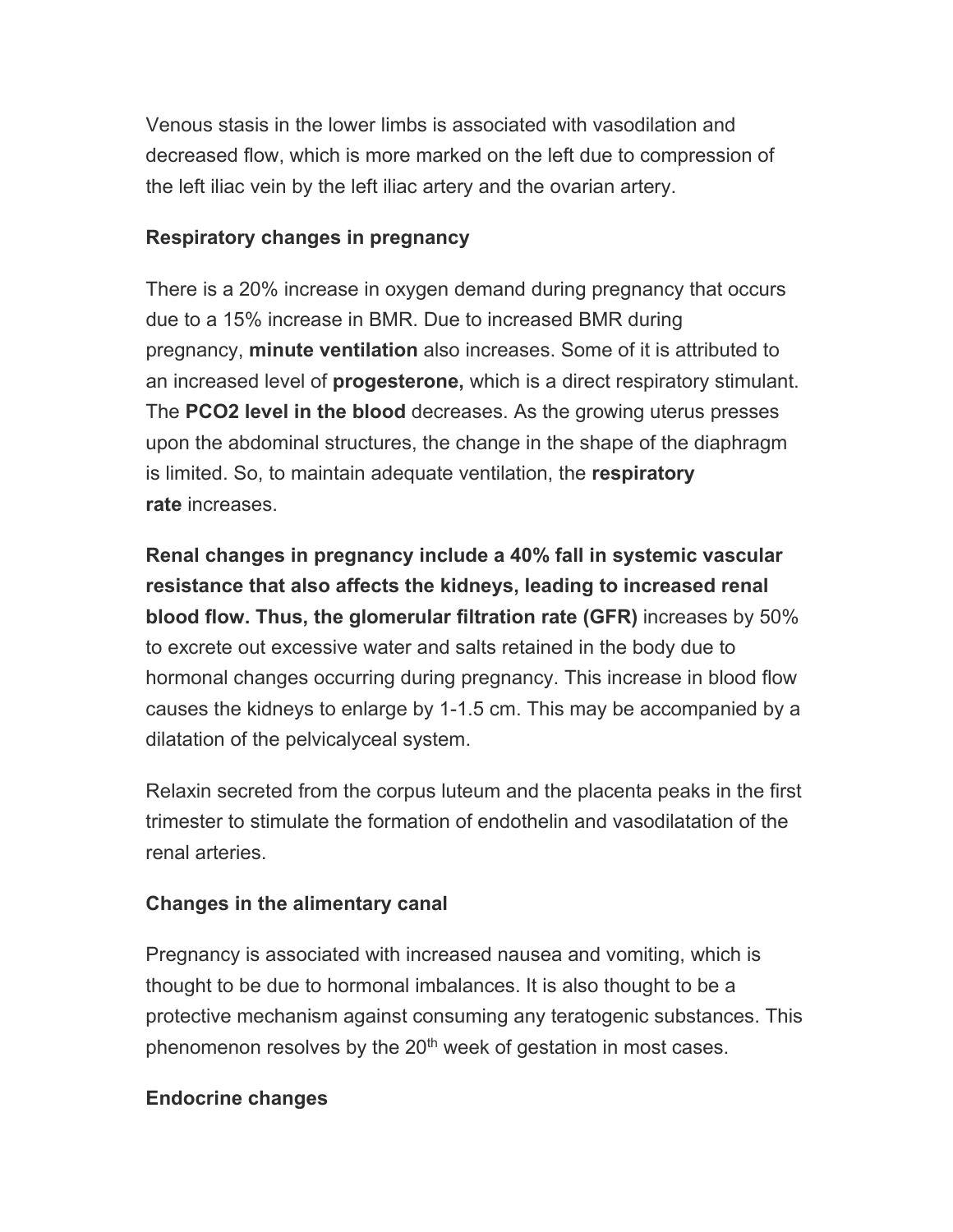Venous stasis in the lower limbs is associated with vasodilation and decreased flow, which is more marked on the left due to compression of the left iliac vein by the left iliac artery and the ovarian artery.

### Respiratory changes in pregnancy

There is a 20% increase in oxygen demand during pregnancy that occurs due to a 15% increase in BMR. Due to increased BMR during pregnancy, **minute ventilation** also increases. Some of it is attributed to an increased level of **progesterone,** which is a direct respiratory stimulant. The **PCO2 level in the blood** decreases. As the growing uterus presses upon the abdominal structures, the change in the shape of the diaphragm is limited. So, to maintain adequate ventilation, the **respiratory rate** increases.

**Renal changes in pregnancy include a 40% fall in systemic vascular resistance that also affects the kidneys, leading to increased renal blood flow. Thus, the glomerular filtration rate (GFR)** increases by 50% to excrete out excessive water and salts retained in the body due to hormonal changes occurring during pregnancy. This increase in blood flow causes the kidneys to enlarge by 1-1.5 cm. This may be accompanied by a dilatation of the pelvicalyceal system.

Relaxin secreted from the corpus luteum and the placenta peaks in the first trimester to stimulate the formation of endothelin and vasodilatation of the renal arteries.

### Changes in the alimentary canal

Pregnancy is associated with increased nausea and vomiting, which is thought to be due to hormonal imbalances. It is also thought to be a protective mechanism against consuming any teratogenic substances. This phenomenon resolves by the 20th week of gestation in most cases.

### Endocrine changes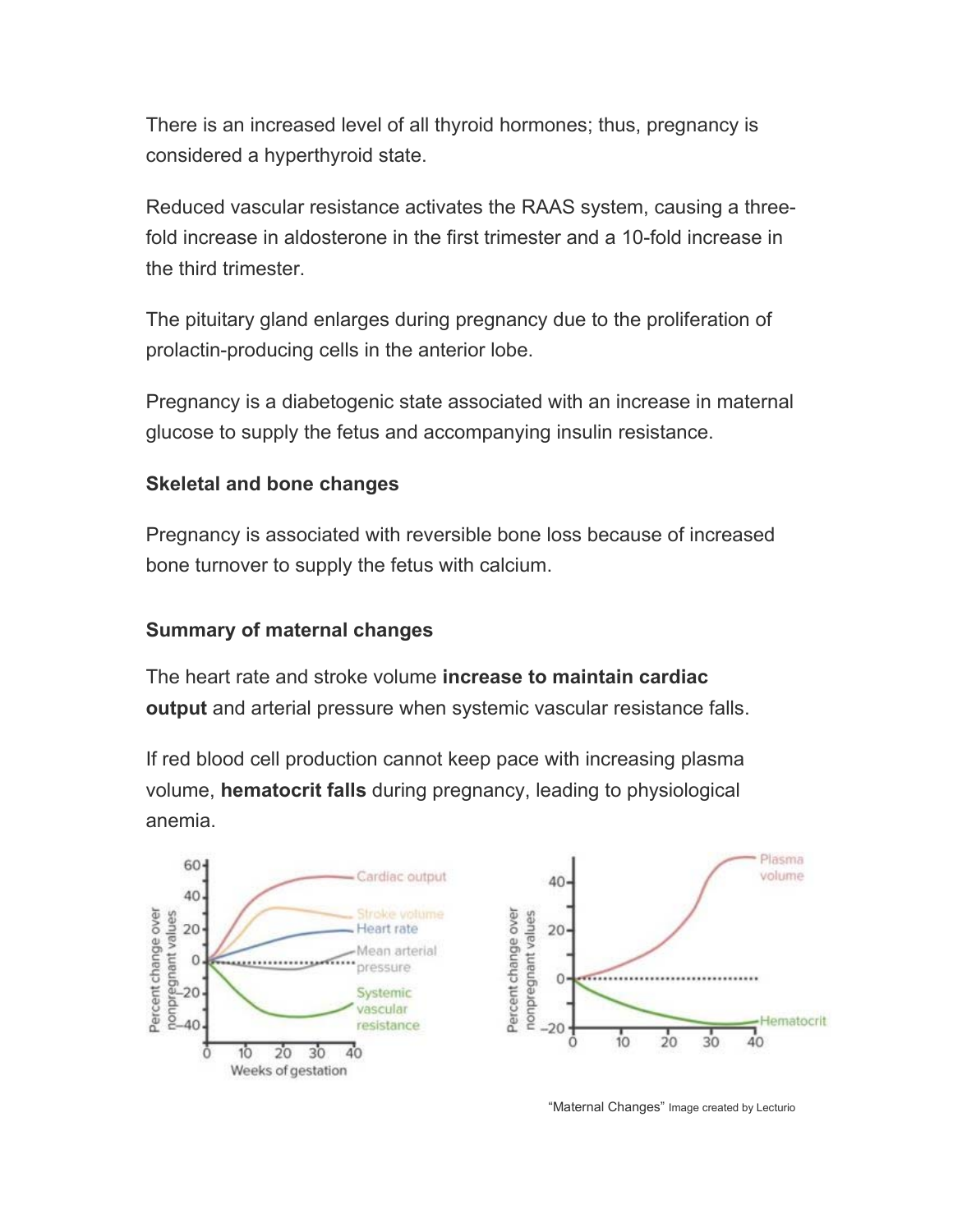There is an increased level of all thyroid hormones; thus, pregnancy is considered a hyperthyroid state.

Reduced vascular resistance activates the RAAS system, causing a three-fold increase in aldosterone in the first trimester and a 10-fold increase in the third trimester.

The pituitary gland enlarges during pregnancy due to the proliferation of prolactin-producing cells in the anterior lobe.

Pregnancy is a diabetogenic state associated with an increase in maternal glucose to supply the fetus and accompanying insulin resistance.

### Skeletal and bone changes

Pregnancy is associated with reversible bone loss because of increased bone turnover to supply the fetus with calcium.

### Summary of maternal changes

The heart rate and stroke volume **increase to maintain cardiac output** and arterial pressure when systemic vascular resistance falls.

If red blood cell production cannot keep pace with increasing plasma volume, **hematocrit falls** during pregnancy, leading to physiological anemia.

Percent change over nonpregnant values

60
40
20
0
−20
−40

Cardiac output
Stroke volume
Heart rate
Mean arterial pressure
Systemic vascular resistance

0 10 20 30 40

Weeks of gestation

Percent change over nonpregnant values

40
20
0
−20

Plasma volume
Hematocrit

0 10 20 30 40

“Maternal Changes” Image created by Lecturio